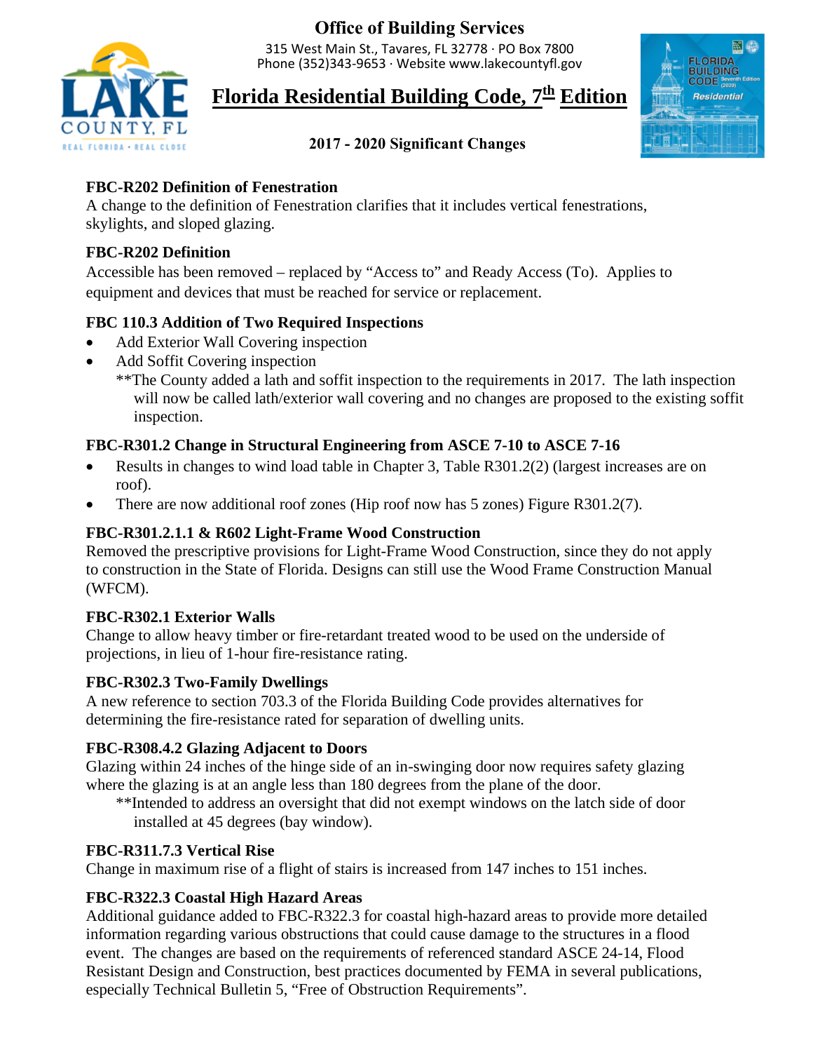# Office of Building Services

315 West Main St., Tavares, FL 32778 · PO Box 7800
Phone (352)343-9653 · Website www.lakecountyfl.gov

## Florida Residential Building Code, 7th Edition

### 2017 - 2020 Significant Changes

**FBC-R202 Definition of Fenestration**
A change to the definition of Fenestration clarifies that it includes vertical fenestrations, skylights, and sloped glazing.

**FBC-R202 Definition**
Accessible has been removed – replaced by "Access to" and Ready Access (To). Applies to equipment and devices that must be reached for service or replacement.

**FBC 110.3 Addition of Two Required Inspections**

- Add Exterior Wall Covering inspection
- Add Soffit Covering inspection
  **The County added a lath and soffit inspection to the requirements in 2017. The lath inspection will now be called lath/exterior wall covering and no changes are proposed to the existing soffit inspection.

**FBC-R301.2 Change in Structural Engineering from ASCE 7-10 to ASCE 7-16**

- Results in changes to wind load table in Chapter 3, Table R301.2(2) (largest increases are on roof).
- There are now additional roof zones (Hip roof now has 5 zones) Figure R301.2(7).

**FBC-R301.2.1.1 & R602 Light-Frame Wood Construction**
Removed the prescriptive provisions for Light-Frame Wood Construction, since they do not apply to construction in the State of Florida. Designs can still use the Wood Frame Construction Manual (WFCM).

**FBC-R302.1 Exterior Walls**
Change to allow heavy timber or fire-retardant treated wood to be used on the underside of projections, in lieu of 1-hour fire-resistance rating.

**FBC-R302.3 Two-Family Dwellings**
A new reference to section 703.3 of the Florida Building Code provides alternatives for determining the fire-resistance rated for separation of dwelling units.

**FBC-R308.4.2 Glazing Adjacent to Doors**
Glazing within 24 inches of the hinge side of an in-swinging door now requires safety glazing where the glazing is at an angle less than 180 degrees from the plane of the door.
  **Intended to address an oversight that did not exempt windows on the latch side of door installed at 45 degrees (bay window).

**FBC-R311.7.3 Vertical Rise**
Change in maximum rise of a flight of stairs is increased from 147 inches to 151 inches.

**FBC-R322.3 Coastal High Hazard Areas**
Additional guidance added to FBC-R322.3 for coastal high-hazard areas to provide more detailed information regarding various obstructions that could cause damage to the structures in a flood event. The changes are based on the requirements of referenced standard ASCE 24-14, Flood Resistant Design and Construction, best practices documented by FEMA in several publications, especially Technical Bulletin 5, "Free of Obstruction Requirements".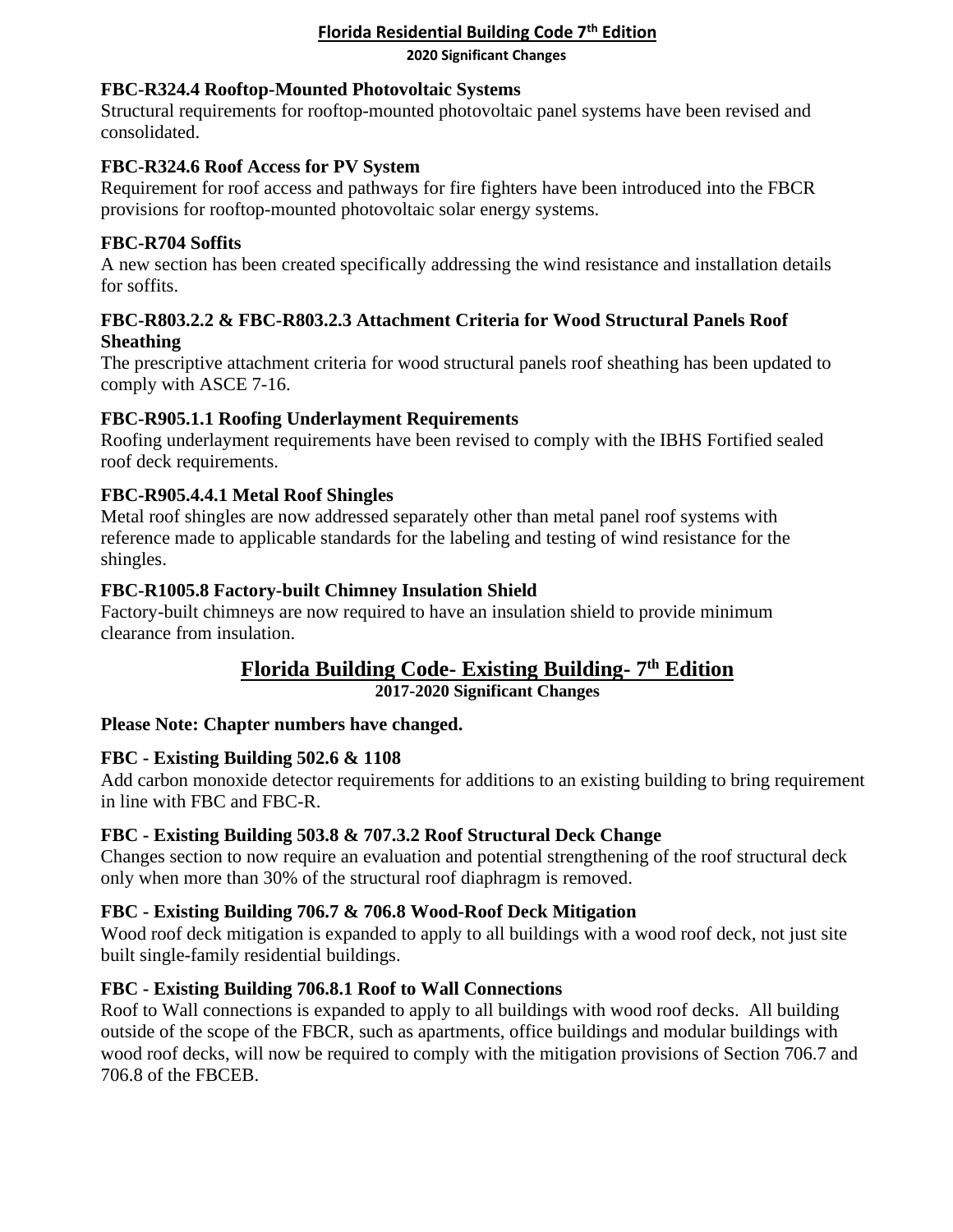# Florida Residential Building Code 7th Edition

**2020 Significant Changes**

**FBC-R324.4 Rooftop-Mounted Photovoltaic Systems**

Structural requirements for rooftop-mounted photovoltaic panel systems have been revised and consolidated.

**FBC-R324.6 Roof Access for PV System**

Requirement for roof access and pathways for fire fighters have been introduced into the FBCR provisions for rooftop-mounted photovoltaic solar energy systems.

**FBC-R704 Soffits**

A new section has been created specifically addressing the wind resistance and installation details for soffits.

**FBC-R803.2.2 & FBC-R803.2.3 Attachment Criteria for Wood Structural Panels Roof Sheathing**

The prescriptive attachment criteria for wood structural panels roof sheathing has been updated to comply with ASCE 7-16.

**FBC-R905.1.1 Roofing Underlayment Requirements**

Roofing underlayment requirements have been revised to comply with the IBHS Fortified sealed roof deck requirements.

**FBC-R905.4.4.1 Metal Roof Shingles**

Metal roof shingles are now addressed separately other than metal panel roof systems with reference made to applicable standards for the labeling and testing of wind resistance for the shingles.

**FBC-R1005.8 Factory-built Chimney Insulation Shield**

Factory-built chimneys are now required to have an insulation shield to provide minimum clearance from insulation.

# Florida Building Code- Existing Building- 7th Edition

**2017-2020 Significant Changes**

**Please Note: Chapter numbers have changed.**

**FBC - Existing Building 502.6 & 1108**

Add carbon monoxide detector requirements for additions to an existing building to bring requirement in line with FBC and FBC-R.

**FBC - Existing Building 503.8 & 707.3.2 Roof Structural Deck Change**

Changes section to now require an evaluation and potential strengthening of the roof structural deck only when more than 30% of the structural roof diaphragm is removed.

**FBC - Existing Building 706.7 & 706.8 Wood-Roof Deck Mitigation**

Wood roof deck mitigation is expanded to apply to all buildings with a wood roof deck, not just site built single-family residential buildings.

**FBC - Existing Building 706.8.1 Roof to Wall Connections**

Roof to Wall connections is expanded to apply to all buildings with wood roof decks. All building outside of the scope of the FBCR, such as apartments, office buildings and modular buildings with wood roof decks, will now be required to comply with the mitigation provisions of Section 706.7 and 706.8 of the FBCEB.